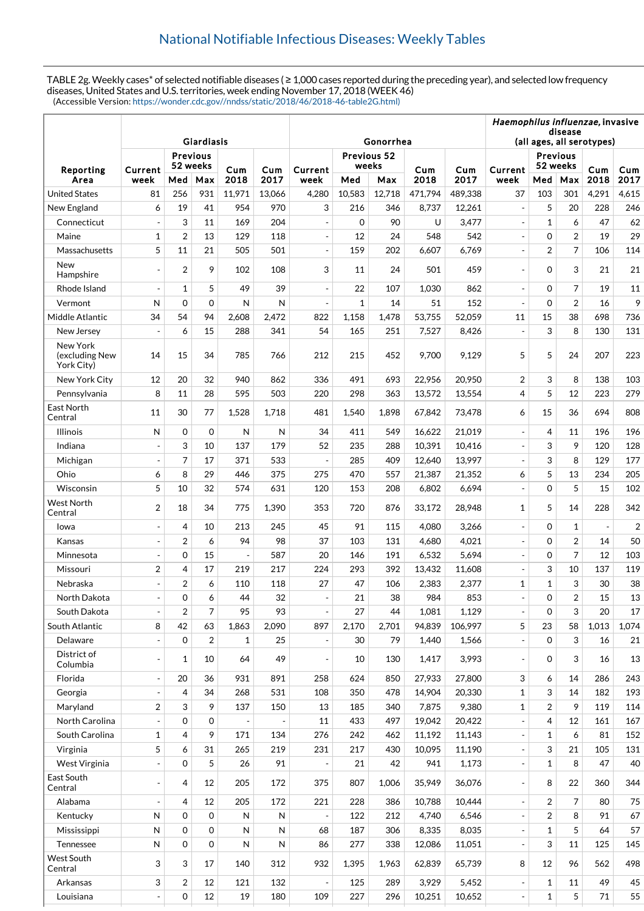## National Notifiable Infectious Diseases: Weekly Tables

TABLE 2g. Weekly cases* of selected notifiable diseases ( ≥ 1,000 cases reported during the preceding year), and selected low frequency diseases, United States and U.S. territories, week ending November 17, 2018 (WEEK 46)
(Accessible Version: https://wonder.cdc.gov//nndss/static/2018/46/2018-46-table2G.html)

| Reporting Area | Giardiasis | | | | | Gonorrhea | | | | | *Haemophilus influenzae*, invasive disease (all ages, all serotypes) | | | | |
|---|---|---|---|---|---|---|---|---|---|---|---|---|---|---|---|
| | Current week | Previous 52 weeks | | Cum 2018 | Cum 2017 | Current week | Previous 52 weeks | | Cum 2018 | Cum 2017 | Current week | Previous 52 weeks | | Cum 2018 | Cum 2017 |
| | | Med | Max | | | | Med | Max | | | | Med | Max | | |
| United States | 81 | 256 | 931 | 11,971 | 13,066 | 4,280 | 10,583 | 12,718 | 471,794 | 489,338 | 37 | 103 | 301 | 4,291 | 4,615 |
| New England | 6 | 19 | 41 | 954 | 970 | 3 | 216 | 346 | 8,737 | 12,261 | - | 5 | 20 | 228 | 246 |
| Connecticut | - | 3 | 11 | 169 | 204 | - | 0 | 90 | U | 3,477 | - | 1 | 6 | 47 | 62 |
| Maine | 1 | 2 | 13 | 129 | 118 | - | 12 | 24 | 548 | 542 | - | 0 | 2 | 19 | 29 |
| Massachusetts | 5 | 11 | 21 | 505 | 501 | - | 159 | 202 | 6,607 | 6,769 | - | 2 | 7 | 106 | 114 |
| New Hampshire | - | 2 | 9 | 102 | 108 | 3 | 11 | 24 | 501 | 459 | - | 0 | 3 | 21 | 21 |
| Rhode Island | - | 1 | 5 | 49 | 39 | - | 22 | 107 | 1,030 | 862 | - | 0 | 7 | 19 | 11 |
| Vermont | N | 0 | 0 | N | N | - | 1 | 14 | 51 | 152 | - | 0 | 2 | 16 | 9 |
| Middle Atlantic | 34 | 54 | 94 | 2,608 | 2,472 | 822 | 1,158 | 1,478 | 53,755 | 52,059 | 11 | 15 | 38 | 698 | 736 |
| New Jersey | - | 6 | 15 | 288 | 341 | 54 | 165 | 251 | 7,527 | 8,426 | - | 3 | 8 | 130 | 131 |
| New York (excluding New York City) | 14 | 15 | 34 | 785 | 766 | 212 | 215 | 452 | 9,700 | 9,129 | 5 | 5 | 24 | 207 | 223 |
| New York City | 12 | 20 | 32 | 940 | 862 | 336 | 491 | 693 | 22,956 | 20,950 | 2 | 3 | 8 | 138 | 103 |
| Pennsylvania | 8 | 11 | 28 | 595 | 503 | 220 | 298 | 363 | 13,572 | 13,554 | 4 | 5 | 12 | 223 | 279 |
| East North Central | 11 | 30 | 77 | 1,528 | 1,718 | 481 | 1,540 | 1,898 | 67,842 | 73,478 | 6 | 15 | 36 | 694 | 808 |
| Illinois | N | 0 | 0 | N | N | 34 | 411 | 549 | 16,622 | 21,019 | - | 4 | 11 | 196 | 196 |
| Indiana | - | 3 | 10 | 137 | 179 | 52 | 235 | 288 | 10,391 | 10,416 | - | 3 | 9 | 120 | 128 |
| Michigan | - | 7 | 17 | 371 | 533 | - | 285 | 409 | 12,640 | 13,997 | - | 3 | 8 | 129 | 177 |
| Ohio | 6 | 8 | 29 | 446 | 375 | 275 | 470 | 557 | 21,387 | 21,352 | 6 | 5 | 13 | 234 | 205 |
| Wisconsin | 5 | 10 | 32 | 574 | 631 | 120 | 153 | 208 | 6,802 | 6,694 | - | 0 | 5 | 15 | 102 |
| West North Central | 2 | 18 | 34 | 775 | 1,390 | 353 | 720 | 876 | 33,172 | 28,948 | 1 | 5 | 14 | 228 | 342 |
| Iowa | - | 4 | 10 | 213 | 245 | 45 | 91 | 115 | 4,080 | 3,266 | - | 0 | 1 | - | 2 |
| Kansas | - | 2 | 6 | 94 | 98 | 37 | 103 | 131 | 4,680 | 4,021 | - | 0 | 2 | 14 | 50 |
| Minnesota | - | 0 | 15 | - | 587 | 20 | 146 | 191 | 6,532 | 5,694 | - | 0 | 7 | 12 | 103 |
| Missouri | 2 | 4 | 17 | 219 | 217 | 224 | 293 | 392 | 13,432 | 11,608 | - | 3 | 10 | 137 | 119 |
| Nebraska | - | 2 | 6 | 110 | 118 | 27 | 47 | 106 | 2,383 | 2,377 | 1 | 1 | 3 | 30 | 38 |
| North Dakota | - | 0 | 6 | 44 | 32 | - | 21 | 38 | 984 | 853 | - | 0 | 2 | 15 | 13 |
| South Dakota | - | 2 | 7 | 95 | 93 | - | 27 | 44 | 1,081 | 1,129 | - | 0 | 3 | 20 | 17 |
| South Atlantic | 8 | 42 | 63 | 1,863 | 2,090 | 897 | 2,170 | 2,701 | 94,839 | 106,997 | 5 | 23 | 58 | 1,013 | 1,074 |
| Delaware | - | 0 | 2 | 1 | 25 | - | 30 | 79 | 1,440 | 1,566 | - | 0 | 3 | 16 | 21 |
| District of Columbia | - | 1 | 10 | 64 | 49 | - | 10 | 130 | 1,417 | 3,993 | - | 0 | 3 | 16 | 13 |
| Florida | - | 20 | 36 | 931 | 891 | 258 | 624 | 850 | 27,933 | 27,800 | 3 | 6 | 14 | 286 | 243 |
| Georgia | - | 4 | 34 | 268 | 531 | 108 | 350 | 478 | 14,904 | 20,330 | 1 | 3 | 14 | 182 | 193 |
| Maryland | 2 | 3 | 9 | 137 | 150 | 13 | 185 | 340 | 7,875 | 9,380 | 1 | 2 | 9 | 119 | 114 |
| North Carolina | - | 0 | 0 | - | - | 11 | 433 | 497 | 19,042 | 20,422 | - | 4 | 12 | 161 | 167 |
| South Carolina | 1 | 4 | 9 | 171 | 134 | 276 | 242 | 462 | 11,192 | 11,143 | - | 1 | 6 | 81 | 152 |
| Virginia | 5 | 6 | 31 | 265 | 219 | 231 | 217 | 430 | 10,095 | 11,190 | - | 3 | 21 | 105 | 131 |
| West Virginia | - | 0 | 5 | 26 | 91 | - | 21 | 42 | 941 | 1,173 | - | 1 | 8 | 47 | 40 |
| East South Central | - | 4 | 12 | 205 | 172 | 375 | 807 | 1,006 | 35,949 | 36,076 | - | 8 | 22 | 360 | 344 |
| Alabama | - | 4 | 12 | 205 | 172 | 221 | 228 | 386 | 10,788 | 10,444 | - | 2 | 7 | 80 | 75 |
| Kentucky | N | 0 | 0 | N | N | - | 122 | 212 | 4,740 | 6,546 | - | 2 | 8 | 91 | 67 |
| Mississippi | N | 0 | 0 | N | N | 68 | 187 | 306 | 8,335 | 8,035 | - | 1 | 5 | 64 | 57 |
| Tennessee | N | 0 | 0 | N | N | 86 | 277 | 338 | 12,086 | 11,051 | - | 3 | 11 | 125 | 145 |
| West South Central | 3 | 3 | 17 | 140 | 312 | 932 | 1,395 | 1,963 | 62,839 | 65,739 | 8 | 12 | 96 | 562 | 498 |
| Arkansas | 3 | 2 | 12 | 121 | 132 | - | 125 | 289 | 3,929 | 5,452 | - | 1 | 11 | 49 | 45 |
| Louisiana | - | 0 | 12 | 19 | 180 | 109 | 227 | 296 | 10,251 | 10,652 | - | 1 | 5 | 71 | 55 |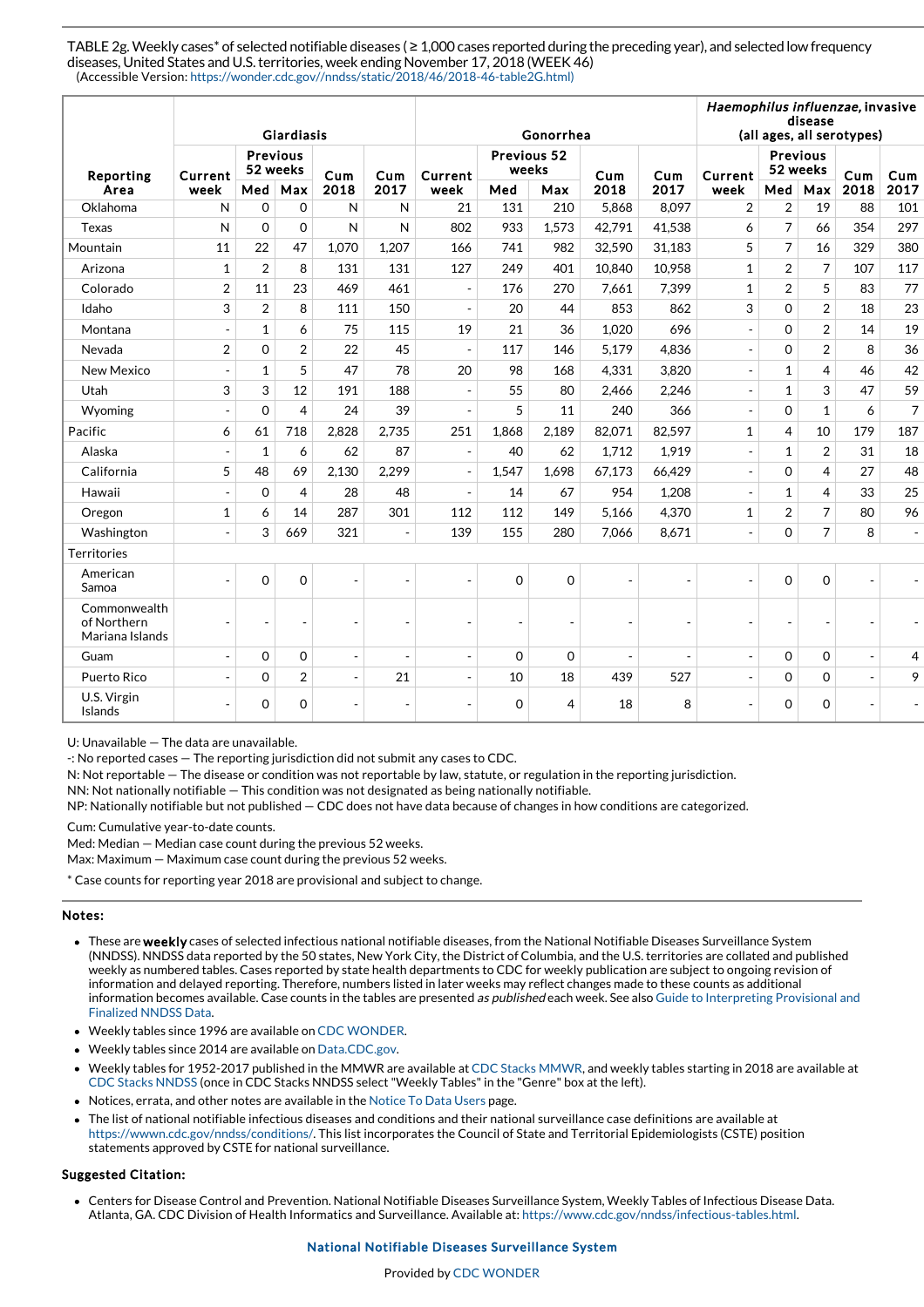TABLE 2g. Weekly cases* of selected notifiable diseases ( ≥ 1,000 cases reported during the preceding year), and selected low frequency diseases, United States and U.S. territories, week ending November 17, 2018 (WEEK 46)
(Accessible Version: https://wonder.cdc.gov//nndss/static/2018/46/2018-46-table2G.html)

| Reporting Area | Giardiasis | | | | | Gonorrhea | | | | | *Haemophilus influenzae*, invasive disease (all ages, all serotypes) | | | | |
|---|---|---|---|---|---|---|---|---|---|---|---|---|---|---|---|
| | Current week | Previous 52 weeks Med | Previous 52 weeks Max | Cum 2018 | Cum 2017 | Current week | Previous 52 weeks Med | Previous 52 weeks Max | Cum 2018 | Cum 2017 | Current week | Previous 52 weeks Med | Previous 52 weeks Max | Cum 2018 | Cum 2017 |
| Oklahoma | N | 0 | 0 | N | N | 21 | 131 | 210 | 5,868 | 8,097 | 2 | 2 | 19 | 88 | 101 |
| Texas | N | 0 | 0 | N | N | 802 | 933 | 1,573 | 42,791 | 41,538 | 6 | 7 | 66 | 354 | 297 |
| Mountain | 11 | 22 | 47 | 1,070 | 1,207 | 166 | 741 | 982 | 32,590 | 31,183 | 5 | 7 | 16 | 329 | 380 |
| Arizona | 1 | 2 | 8 | 131 | 131 | 127 | 249 | 401 | 10,840 | 10,958 | 1 | 2 | 7 | 107 | 117 |
| Colorado | 2 | 11 | 23 | 469 | 461 | - | 176 | 270 | 7,661 | 7,399 | 1 | 2 | 5 | 83 | 77 |
| Idaho | 3 | 2 | 8 | 111 | 150 | - | 20 | 44 | 853 | 862 | 3 | 0 | 2 | 18 | 23 |
| Montana | - | 1 | 6 | 75 | 115 | 19 | 21 | 36 | 1,020 | 696 | - | 0 | 2 | 14 | 19 |
| Nevada | 2 | 0 | 2 | 22 | 45 | - | 117 | 146 | 5,179 | 4,836 | - | 0 | 2 | 8 | 36 |
| New Mexico | - | 1 | 5 | 47 | 78 | 20 | 98 | 168 | 4,331 | 3,820 | - | 1 | 4 | 46 | 42 |
| Utah | 3 | 3 | 12 | 191 | 188 | - | 55 | 80 | 2,466 | 2,246 | - | 1 | 3 | 47 | 59 |
| Wyoming | - | 0 | 4 | 24 | 39 | - | 5 | 11 | 240 | 366 | - | 0 | 1 | 6 | 7 |
| Pacific | 6 | 61 | 718 | 2,828 | 2,735 | 251 | 1,868 | 2,189 | 82,071 | 82,597 | 1 | 4 | 10 | 179 | 187 |
| Alaska | - | 1 | 6 | 62 | 87 | - | 40 | 62 | 1,712 | 1,919 | - | 1 | 2 | 31 | 18 |
| California | 5 | 48 | 69 | 2,130 | 2,299 | - | 1,547 | 1,698 | 67,173 | 66,429 | - | 0 | 4 | 27 | 48 |
| Hawaii | - | 0 | 4 | 28 | 48 | - | 14 | 67 | 954 | 1,208 | - | 1 | 4 | 33 | 25 |
| Oregon | 1 | 6 | 14 | 287 | 301 | 112 | 112 | 149 | 5,166 | 4,370 | 1 | 2 | 7 | 80 | 96 |
| Washington | - | 3 | 669 | 321 | - | 139 | 155 | 280 | 7,066 | 8,671 | - | 0 | 7 | 8 | - |
| Territories | | | | | | | | | | | | | | | |
| American Samoa | - | 0 | 0 | - | - | - | 0 | 0 | - | - | - | 0 | 0 | - | - |
| Commonwealth of Northern Mariana Islands | - | - | - | - | - | - | - | - | - | - | - | - | - | - | - |
| Guam | - | 0 | 0 | - | - | - | 0 | 0 | - | - | - | 0 | 0 | - | 4 |
| Puerto Rico | - | 0 | 2 | - | 21 | - | 10 | 18 | 439 | 527 | - | 0 | 0 | - | 9 |
| U.S. Virgin Islands | - | 0 | 0 | - | - | - | 0 | 4 | 18 | 8 | - | 0 | 0 | - | - |

U: Unavailable — The data are unavailable.
-: No reported cases — The reporting jurisdiction did not submit any cases to CDC.
N: Not reportable — The disease or condition was not reportable by law, statute, or regulation in the reporting jurisdiction.
NN: Not nationally notifiable — This condition was not designated as being nationally notifiable.
NP: Nationally notifiable but not published — CDC does not have data because of changes in how conditions are categorized.

Cum: Cumulative year-to-date counts.
Med: Median — Median case count during the previous 52 weeks.
Max: Maximum — Maximum case count during the previous 52 weeks.

* Case counts for reporting year 2018 are provisional and subject to change.

### Notes:

- These are **weekly** cases of selected infectious national notifiable diseases, from the National Notifiable Diseases Surveillance System (NNDSS). NNDSS data reported by the 50 states, New York City, the District of Columbia, and the U.S. territories are collated and published weekly as numbered tables. Cases reported by state health departments to CDC for weekly publication are subject to ongoing revision of information and delayed reporting. Therefore, numbers listed in later weeks may reflect changes made to these counts as additional information becomes available. Case counts in the tables are presented *as published* each week. See also Guide to Interpreting Provisional and Finalized NNDSS Data.
- Weekly tables since 1996 are available on CDC WONDER.
- Weekly tables since 2014 are available on Data.CDC.gov.
- Weekly tables for 1952-2017 published in the MMWR are available at CDC Stacks MMWR, and weekly tables starting in 2018 are available at CDC Stacks NNDSS (once in CDC Stacks NNDSS select "Weekly Tables" in the "Genre" box at the left).
- Notices, errata, and other notes are available in the Notice To Data Users page.
- The list of national notifiable infectious diseases and conditions and their national surveillance case definitions are available at https://wwwn.cdc.gov/nndss/conditions/. This list incorporates the Council of State and Territorial Epidemiologists (CSTE) position statements approved by CSTE for national surveillance.

### Suggested Citation:

- Centers for Disease Control and Prevention. National Notifiable Diseases Surveillance System, Weekly Tables of Infectious Disease Data. Atlanta, GA. CDC Division of Health Informatics and Surveillance. Available at: https://www.cdc.gov/nndss/infectious-tables.html.

National Notifiable Diseases Surveillance System

Provided by CDC WONDER